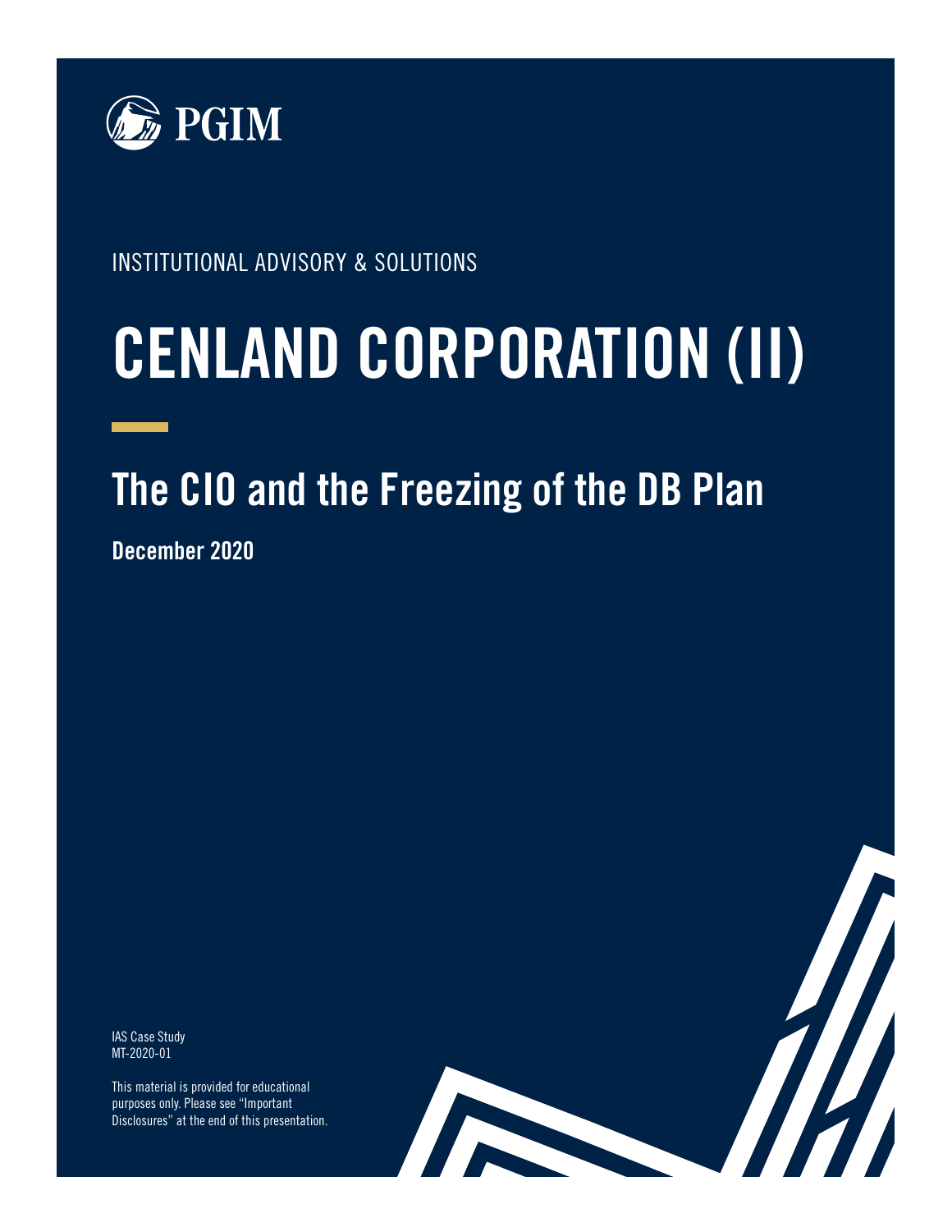PGIM

INSTITUTIONAL ADVISORY & SOLUTIONS

# CENLAND CORPORATION (II)

## The CIO and the Freezing of the DB Plan

**December 2020**

IAS Case Study
MT-2020-01

This material is provided for educational purposes only. Please see "Important Disclosures" at the end of this presentation.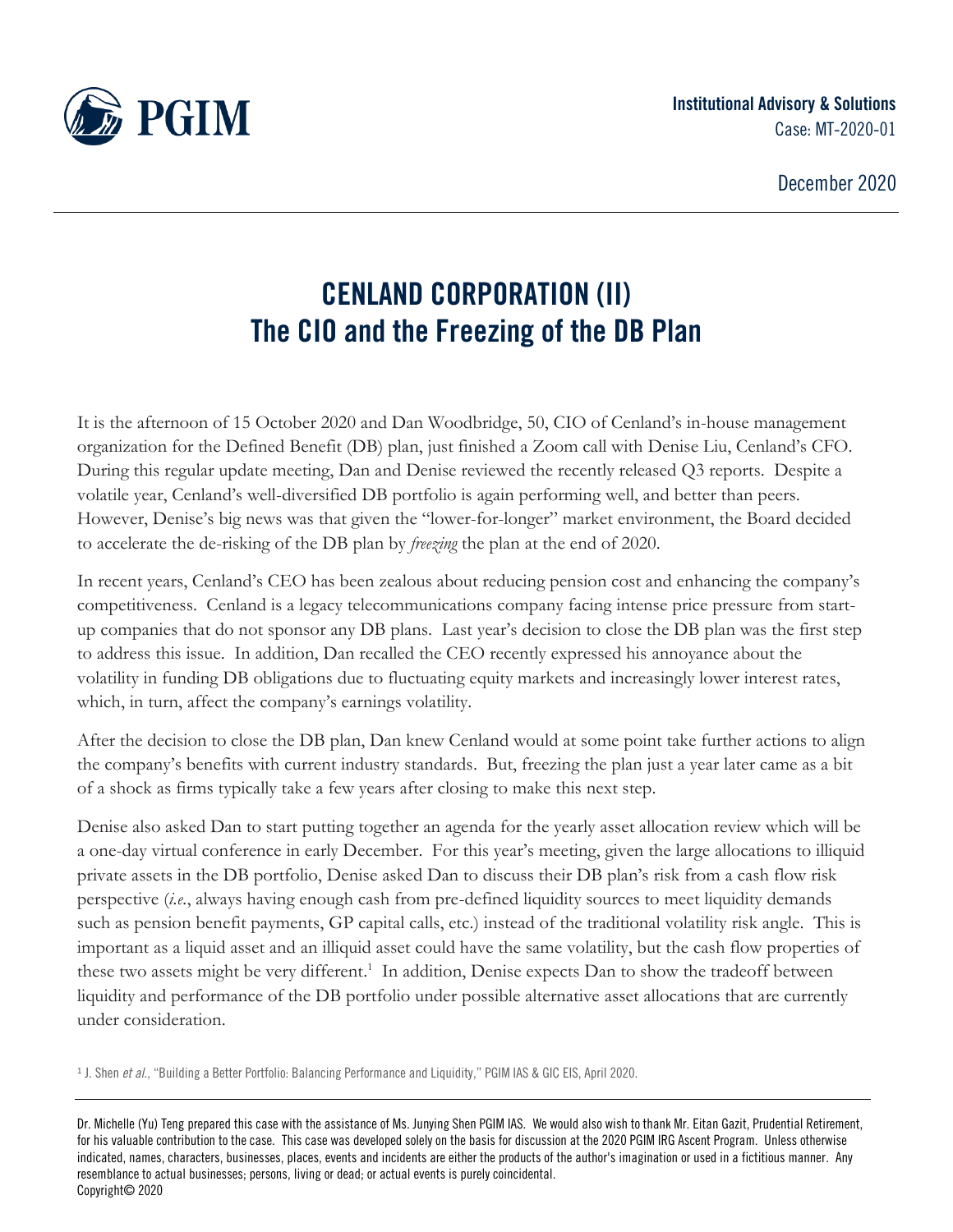Institutional Advisory & Solutions
Case: MT-2020-01

December 2020

# CENLAND CORPORATION (II)
# The CIO and the Freezing of the DB Plan

It is the afternoon of 15 October 2020 and Dan Woodbridge, 50, CIO of Cenland's in-house management organization for the Defined Benefit (DB) plan, just finished a Zoom call with Denise Liu, Cenland's CFO. During this regular update meeting, Dan and Denise reviewed the recently released Q3 reports. Despite a volatile year, Cenland's well-diversified DB portfolio is again performing well, and better than peers. However, Denise's big news was that given the "lower-for-longer" market environment, the Board decided to accelerate the de-risking of the DB plan by *freezing* the plan at the end of 2020.

In recent years, Cenland's CEO has been zealous about reducing pension cost and enhancing the company's competitiveness. Cenland is a legacy telecommunications company facing intense price pressure from start-up companies that do not sponsor any DB plans. Last year's decision to close the DB plan was the first step to address this issue. In addition, Dan recalled the CEO recently expressed his annoyance about the volatility in funding DB obligations due to fluctuating equity markets and increasingly lower interest rates, which, in turn, affect the company's earnings volatility.

After the decision to close the DB plan, Dan knew Cenland would at some point take further actions to align the company's benefits with current industry standards. But, freezing the plan just a year later came as a bit of a shock as firms typically take a few years after closing to make this next step.

Denise also asked Dan to start putting together an agenda for the yearly asset allocation review which will be a one-day virtual conference in early December. For this year's meeting, given the large allocations to illiquid private assets in the DB portfolio, Denise asked Dan to discuss their DB plan's risk from a cash flow risk perspective (*i.e.*, always having enough cash from pre-defined liquidity sources to meet liquidity demands such as pension benefit payments, GP capital calls, etc.) instead of the traditional volatility risk angle. This is important as a liquid asset and an illiquid asset could have the same volatility, but the cash flow properties of these two assets might be very different.[1] In addition, Denise expects Dan to show the tradeoff between liquidity and performance of the DB portfolio under possible alternative asset allocations that are currently under consideration.

[1] J. Shen *et al.*, "Building a Better Portfolio: Balancing Performance and Liquidity," PGIM IAS & GIC EIS, April 2020.

Dr. Michelle (Yu) Teng prepared this case with the assistance of Ms. Junying Shen PGIM IAS. We would also wish to thank Mr. Eitan Gazit, Prudential Retirement, for his valuable contribution to the case. This case was developed solely on the basis for discussion at the 2020 PGIM IRG Ascent Program. Unless otherwise indicated, names, characters, businesses, places, events and incidents are either the products of the author's imagination or used in a fictitious manner. Any resemblance to actual businesses; persons, living or dead; or actual events is purely coincidental.
Copyright© 2020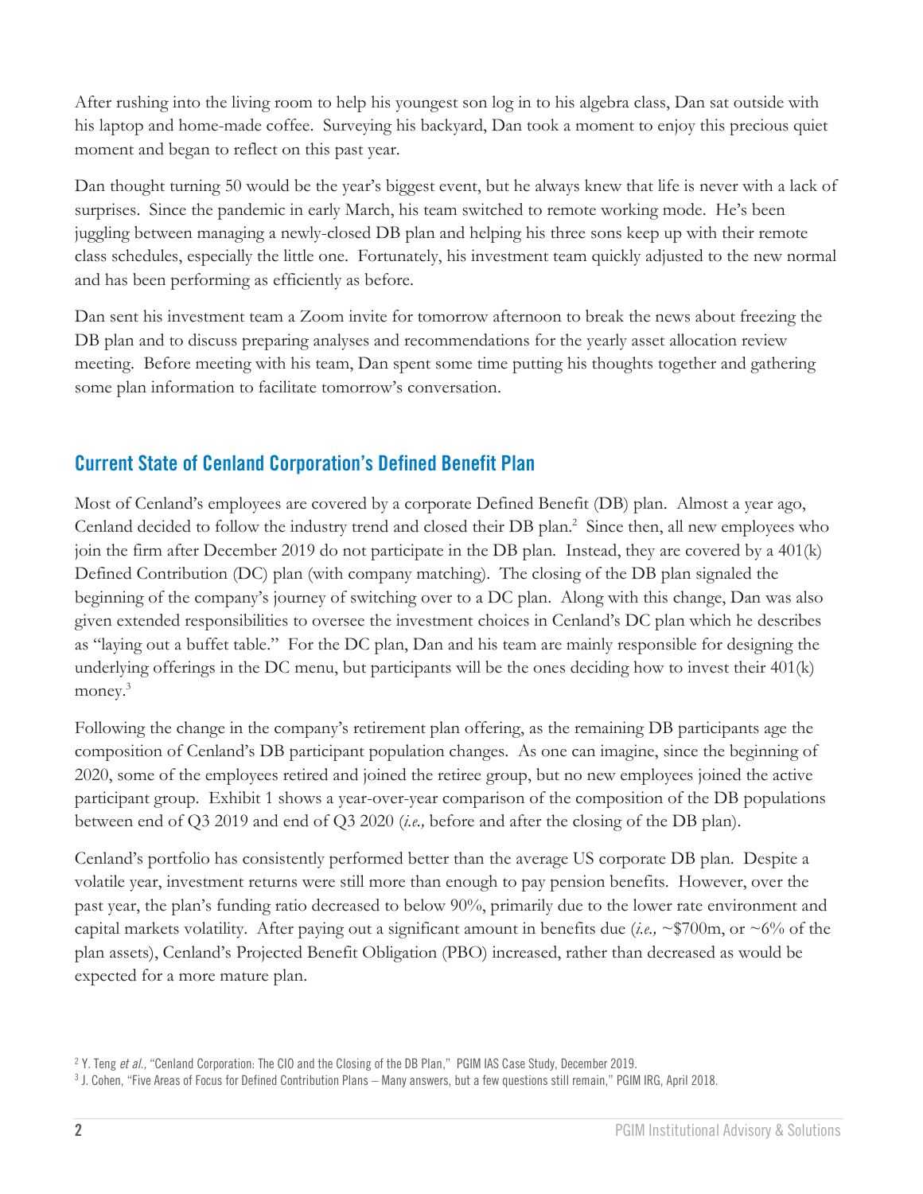After rushing into the living room to help his youngest son log in to his algebra class, Dan sat outside with his laptop and home-made coffee. Surveying his backyard, Dan took a moment to enjoy this precious quiet moment and began to reflect on this past year.

Dan thought turning 50 would be the year's biggest event, but he always knew that life is never with a lack of surprises. Since the pandemic in early March, his team switched to remote working mode. He's been juggling between managing a newly-closed DB plan and helping his three sons keep up with their remote class schedules, especially the little one. Fortunately, his investment team quickly adjusted to the new normal and has been performing as efficiently as before.

Dan sent his investment team a Zoom invite for tomorrow afternoon to break the news about freezing the DB plan and to discuss preparing analyses and recommendations for the yearly asset allocation review meeting. Before meeting with his team, Dan spent some time putting his thoughts together and gathering some plan information to facilitate tomorrow's conversation.

## Current State of Cenland Corporation's Defined Benefit Plan

Most of Cenland's employees are covered by a corporate Defined Benefit (DB) plan. Almost a year ago, Cenland decided to follow the industry trend and closed their DB plan.[2] Since then, all new employees who join the firm after December 2019 do not participate in the DB plan. Instead, they are covered by a 401(k) Defined Contribution (DC) plan (with company matching). The closing of the DB plan signaled the beginning of the company's journey of switching over to a DC plan. Along with this change, Dan was also given extended responsibilities to oversee the investment choices in Cenland's DC plan which he describes as "laying out a buffet table." For the DC plan, Dan and his team are mainly responsible for designing the underlying offerings in the DC menu, but participants will be the ones deciding how to invest their 401(k) money.[3]

Following the change in the company's retirement plan offering, as the remaining DB participants age the composition of Cenland's DB participant population changes. As one can imagine, since the beginning of 2020, some of the employees retired and joined the retiree group, but no new employees joined the active participant group. Exhibit 1 shows a year-over-year comparison of the composition of the DB populations between end of Q3 2019 and end of Q3 2020 (*i.e.,* before and after the closing of the DB plan).

Cenland's portfolio has consistently performed better than the average US corporate DB plan. Despite a volatile year, investment returns were still more than enough to pay pension benefits. However, over the past year, the plan's funding ratio decreased to below 90%, primarily due to the lower rate environment and capital markets volatility. After paying out a significant amount in benefits due (*i.e.,* ~$700m, or ~6% of the plan assets), Cenland's Projected Benefit Obligation (PBO) increased, rather than decreased as would be expected for a more mature plan.

[2] Y. Teng *et al.,* "Cenland Corporation: The CIO and the Closing of the DB Plan," PGIM IAS Case Study, December 2019.

[3] J. Cohen, "Five Areas of Focus for Defined Contribution Plans – Many answers, but a few questions still remain," PGIM IRG, April 2018.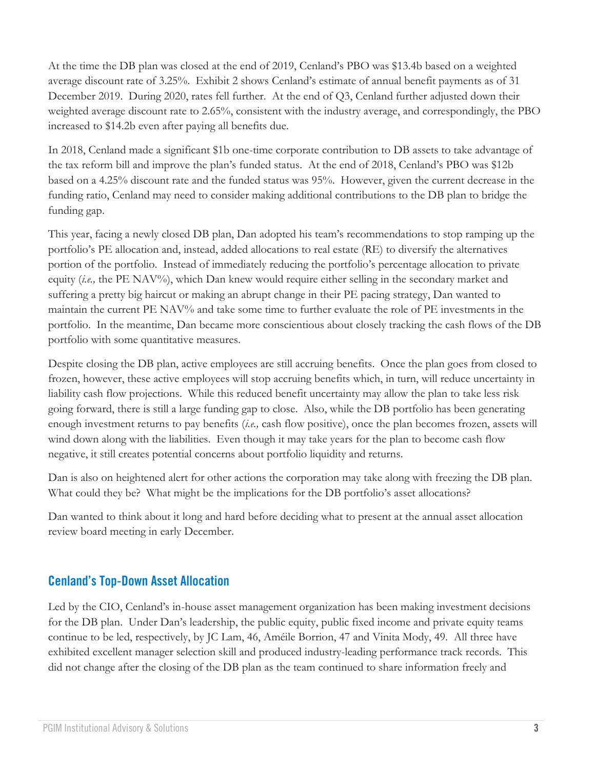At the time the DB plan was closed at the end of 2019, Cenland's PBO was $13.4b based on a weighted average discount rate of 3.25%. Exhibit 2 shows Cenland's estimate of annual benefit payments as of 31 December 2019. During 2020, rates fell further. At the end of Q3, Cenland further adjusted down their weighted average discount rate to 2.65%, consistent with the industry average, and correspondingly, the PBO increased to $14.2b even after paying all benefits due.

In 2018, Cenland made a significant $1b one-time corporate contribution to DB assets to take advantage of the tax reform bill and improve the plan's funded status. At the end of 2018, Cenland's PBO was $12b based on a 4.25% discount rate and the funded status was 95%. However, given the current decrease in the funding ratio, Cenland may need to consider making additional contributions to the DB plan to bridge the funding gap.

This year, facing a newly closed DB plan, Dan adopted his team's recommendations to stop ramping up the portfolio's PE allocation and, instead, added allocations to real estate (RE) to diversify the alternatives portion of the portfolio. Instead of immediately reducing the portfolio's percentage allocation to private equity (*i.e.,* the PE NAV%), which Dan knew would require either selling in the secondary market and suffering a pretty big haircut or making an abrupt change in their PE pacing strategy, Dan wanted to maintain the current PE NAV% and take some time to further evaluate the role of PE investments in the portfolio. In the meantime, Dan became more conscientious about closely tracking the cash flows of the DB portfolio with some quantitative measures.

Despite closing the DB plan, active employees are still accruing benefits. Once the plan goes from closed to frozen, however, these active employees will stop accruing benefits which, in turn, will reduce uncertainty in liability cash flow projections. While this reduced benefit uncertainty may allow the plan to take less risk going forward, there is still a large funding gap to close. Also, while the DB portfolio has been generating enough investment returns to pay benefits (*i.e.,* cash flow positive), once the plan becomes frozen, assets will wind down along with the liabilities. Even though it may take years for the plan to become cash flow negative, it still creates potential concerns about portfolio liquidity and returns.

Dan is also on heightened alert for other actions the corporation may take along with freezing the DB plan. What could they be? What might be the implications for the DB portfolio's asset allocations?

Dan wanted to think about it long and hard before deciding what to present at the annual asset allocation review board meeting in early December.

## Cenland's Top-Down Asset Allocation

Led by the CIO, Cenland's in-house asset management organization has been making investment decisions for the DB plan. Under Dan's leadership, the public equity, public fixed income and private equity teams continue to be led, respectively, by JC Lam, 46, Améile Borrion, 47 and Vinita Mody, 49. All three have exhibited excellent manager selection skill and produced industry-leading performance track records. This did not change after the closing of the DB plan as the team continued to share information freely and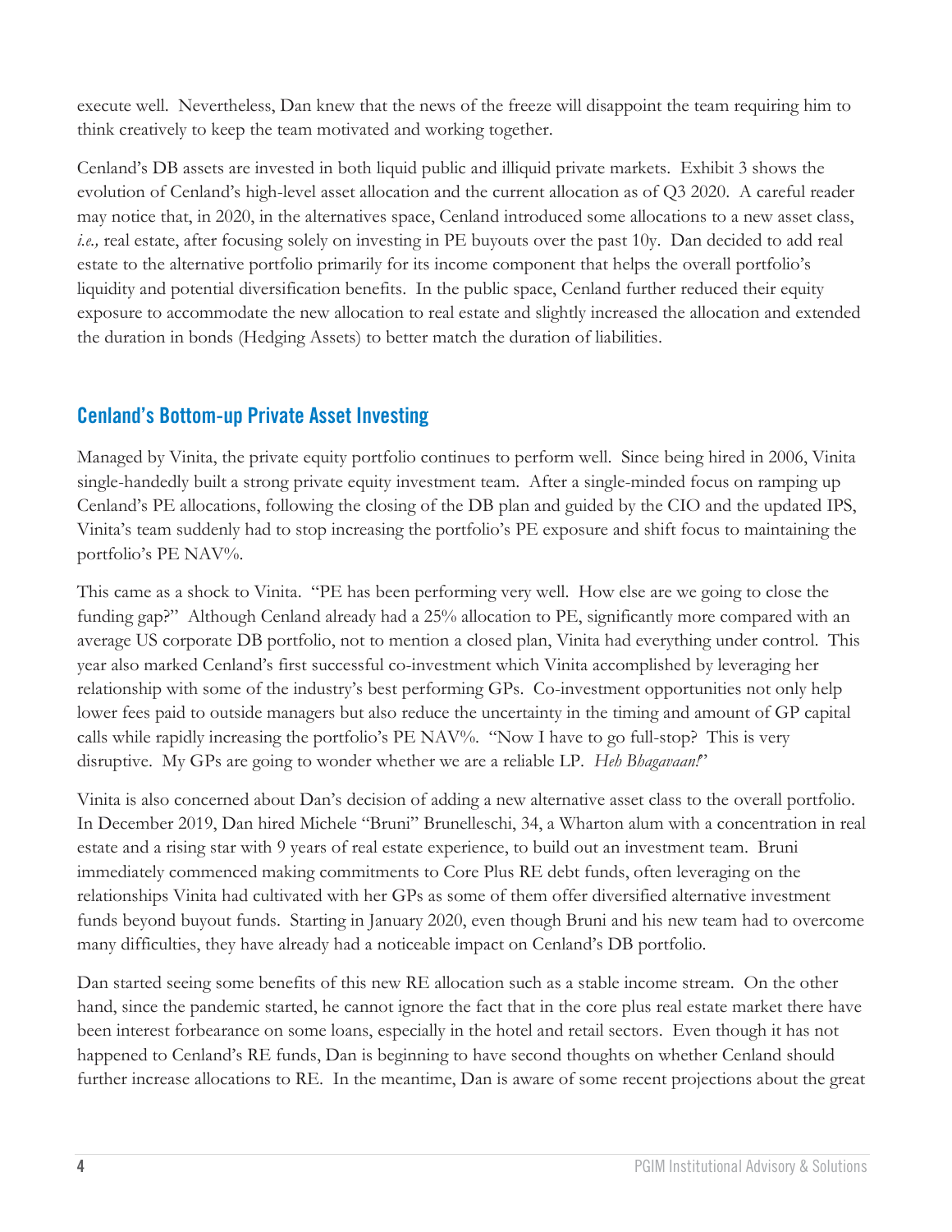execute well. Nevertheless, Dan knew that the news of the freeze will disappoint the team requiring him to think creatively to keep the team motivated and working together.

Cenland's DB assets are invested in both liquid public and illiquid private markets. Exhibit 3 shows the evolution of Cenland's high-level asset allocation and the current allocation as of Q3 2020. A careful reader may notice that, in 2020, in the alternatives space, Cenland introduced some allocations to a new asset class, *i.e.,* real estate, after focusing solely on investing in PE buyouts over the past 10y. Dan decided to add real estate to the alternative portfolio primarily for its income component that helps the overall portfolio's liquidity and potential diversification benefits. In the public space, Cenland further reduced their equity exposure to accommodate the new allocation to real estate and slightly increased the allocation and extended the duration in bonds (Hedging Assets) to better match the duration of liabilities.

## Cenland's Bottom-up Private Asset Investing

Managed by Vinita, the private equity portfolio continues to perform well. Since being hired in 2006, Vinita single-handedly built a strong private equity investment team. After a single-minded focus on ramping up Cenland's PE allocations, following the closing of the DB plan and guided by the CIO and the updated IPS, Vinita's team suddenly had to stop increasing the portfolio's PE exposure and shift focus to maintaining the portfolio's PE NAV%.

This came as a shock to Vinita. "PE has been performing very well. How else are we going to close the funding gap?" Although Cenland already had a 25% allocation to PE, significantly more compared with an average US corporate DB portfolio, not to mention a closed plan, Vinita had everything under control. This year also marked Cenland's first successful co-investment which Vinita accomplished by leveraging her relationship with some of the industry's best performing GPs. Co-investment opportunities not only help lower fees paid to outside managers but also reduce the uncertainty in the timing and amount of GP capital calls while rapidly increasing the portfolio's PE NAV%. "Now I have to go full-stop? This is very disruptive. My GPs are going to wonder whether we are a reliable LP. *Heh Bhagavaan!*"

Vinita is also concerned about Dan's decision of adding a new alternative asset class to the overall portfolio. In December 2019, Dan hired Michele "Bruni" Brunelleschi, 34, a Wharton alum with a concentration in real estate and a rising star with 9 years of real estate experience, to build out an investment team. Bruni immediately commenced making commitments to Core Plus RE debt funds, often leveraging on the relationships Vinita had cultivated with her GPs as some of them offer diversified alternative investment funds beyond buyout funds. Starting in January 2020, even though Bruni and his new team had to overcome many difficulties, they have already had a noticeable impact on Cenland's DB portfolio.

Dan started seeing some benefits of this new RE allocation such as a stable income stream. On the other hand, since the pandemic started, he cannot ignore the fact that in the core plus real estate market there have been interest forbearance on some loans, especially in the hotel and retail sectors. Even though it has not happened to Cenland's RE funds, Dan is beginning to have second thoughts on whether Cenland should further increase allocations to RE. In the meantime, Dan is aware of some recent projections about the great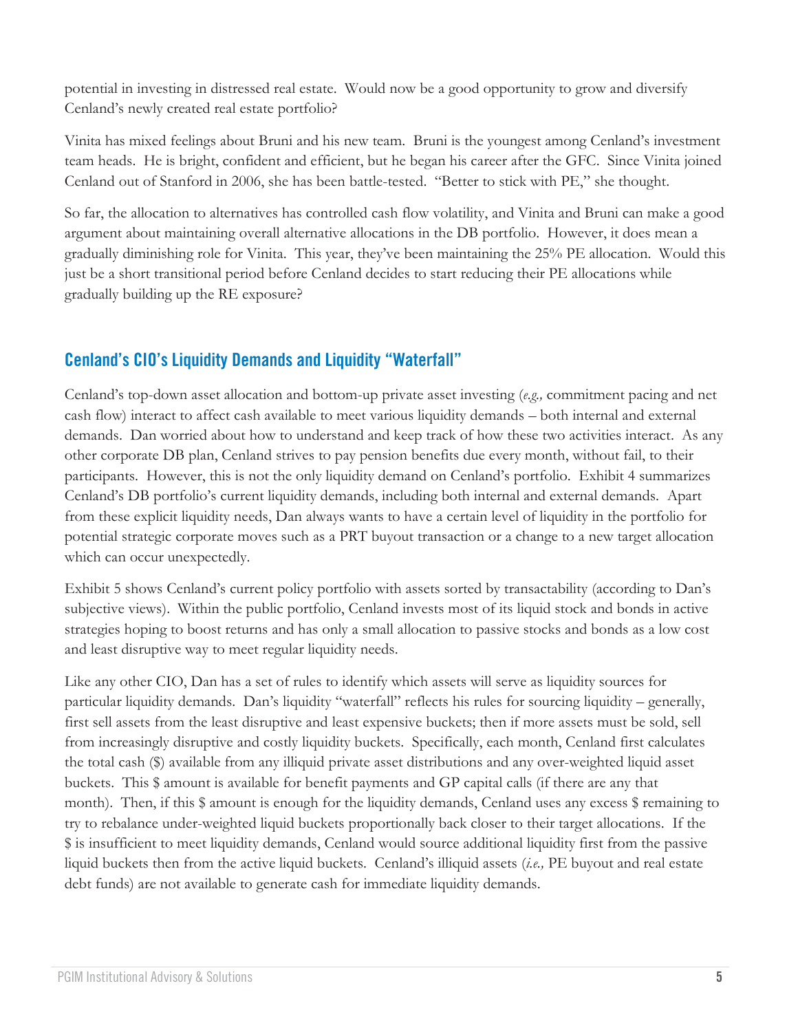potential in investing in distressed real estate. Would now be a good opportunity to grow and diversify Cenland's newly created real estate portfolio?

Vinita has mixed feelings about Bruni and his new team. Bruni is the youngest among Cenland's investment team heads. He is bright, confident and efficient, but he began his career after the GFC. Since Vinita joined Cenland out of Stanford in 2006, she has been battle-tested. "Better to stick with PE," she thought.

So far, the allocation to alternatives has controlled cash flow volatility, and Vinita and Bruni can make a good argument about maintaining overall alternative allocations in the DB portfolio. However, it does mean a gradually diminishing role for Vinita. This year, they've been maintaining the 25% PE allocation. Would this just be a short transitional period before Cenland decides to start reducing their PE allocations while gradually building up the RE exposure?

## Cenland's CIO's Liquidity Demands and Liquidity "Waterfall"

Cenland's top-down asset allocation and bottom-up private asset investing (*e.g.,* commitment pacing and net cash flow) interact to affect cash available to meet various liquidity demands – both internal and external demands. Dan worried about how to understand and keep track of how these two activities interact. As any other corporate DB plan, Cenland strives to pay pension benefits due every month, without fail, to their participants. However, this is not the only liquidity demand on Cenland's portfolio. Exhibit 4 summarizes Cenland's DB portfolio's current liquidity demands, including both internal and external demands. Apart from these explicit liquidity needs, Dan always wants to have a certain level of liquidity in the portfolio for potential strategic corporate moves such as a PRT buyout transaction or a change to a new target allocation which can occur unexpectedly.

Exhibit 5 shows Cenland's current policy portfolio with assets sorted by transactability (according to Dan's subjective views). Within the public portfolio, Cenland invests most of its liquid stock and bonds in active strategies hoping to boost returns and has only a small allocation to passive stocks and bonds as a low cost and least disruptive way to meet regular liquidity needs.

Like any other CIO, Dan has a set of rules to identify which assets will serve as liquidity sources for particular liquidity demands. Dan's liquidity "waterfall" reflects his rules for sourcing liquidity – generally, first sell assets from the least disruptive and least expensive buckets; then if more assets must be sold, sell from increasingly disruptive and costly liquidity buckets. Specifically, each month, Cenland first calculates the total cash ($) available from any illiquid private asset distributions and any over-weighted liquid asset buckets. This $ amount is available for benefit payments and GP capital calls (if there are any that month). Then, if this $ amount is enough for the liquidity demands, Cenland uses any excess $ remaining to try to rebalance under-weighted liquid buckets proportionally back closer to their target allocations. If the $ is insufficient to meet liquidity demands, Cenland would source additional liquidity first from the passive liquid buckets then from the active liquid buckets. Cenland's illiquid assets (*i.e.,* PE buyout and real estate debt funds) are not available to generate cash for immediate liquidity demands.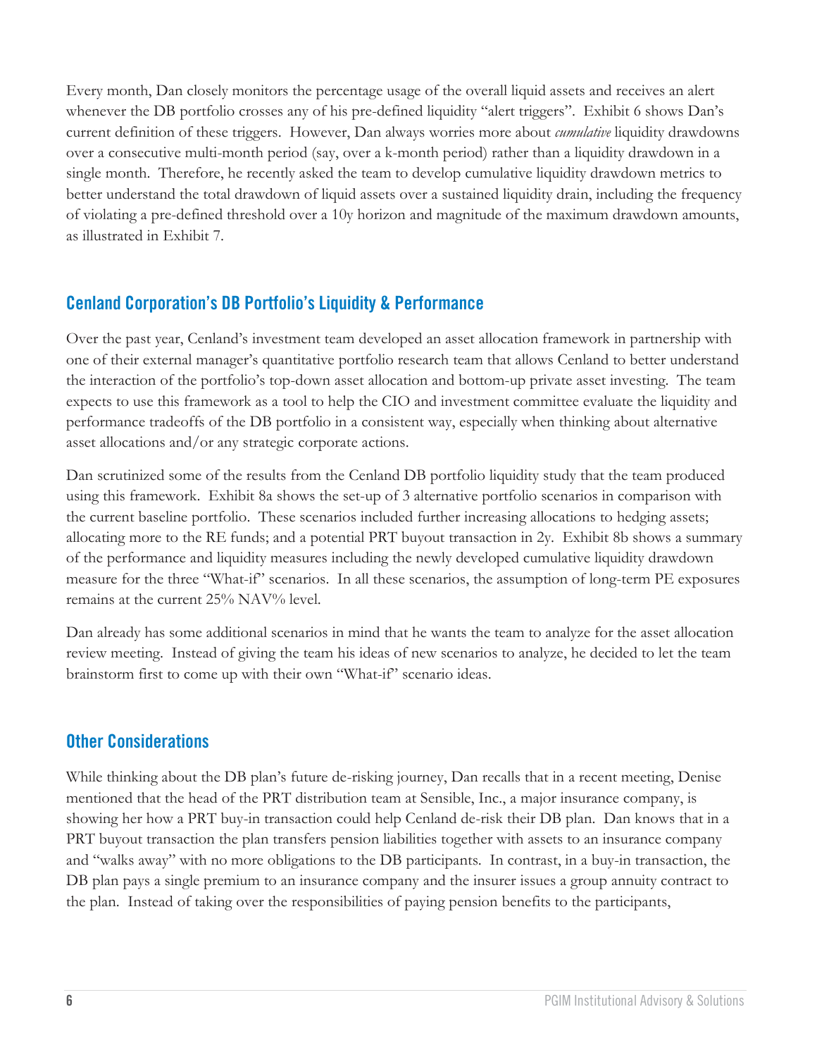Every month, Dan closely monitors the percentage usage of the overall liquid assets and receives an alert whenever the DB portfolio crosses any of his pre-defined liquidity "alert triggers". Exhibit 6 shows Dan's current definition of these triggers. However, Dan always worries more about *cumulative* liquidity drawdowns over a consecutive multi-month period (say, over a k-month period) rather than a liquidity drawdown in a single month. Therefore, he recently asked the team to develop cumulative liquidity drawdown metrics to better understand the total drawdown of liquid assets over a sustained liquidity drain, including the frequency of violating a pre-defined threshold over a 10y horizon and magnitude of the maximum drawdown amounts, as illustrated in Exhibit 7.

## Cenland Corporation's DB Portfolio's Liquidity & Performance

Over the past year, Cenland's investment team developed an asset allocation framework in partnership with one of their external manager's quantitative portfolio research team that allows Cenland to better understand the interaction of the portfolio's top-down asset allocation and bottom-up private asset investing. The team expects to use this framework as a tool to help the CIO and investment committee evaluate the liquidity and performance tradeoffs of the DB portfolio in a consistent way, especially when thinking about alternative asset allocations and/or any strategic corporate actions.

Dan scrutinized some of the results from the Cenland DB portfolio liquidity study that the team produced using this framework. Exhibit 8a shows the set-up of 3 alternative portfolio scenarios in comparison with the current baseline portfolio. These scenarios included further increasing allocations to hedging assets; allocating more to the RE funds; and a potential PRT buyout transaction in 2y. Exhibit 8b shows a summary of the performance and liquidity measures including the newly developed cumulative liquidity drawdown measure for the three "What-if" scenarios. In all these scenarios, the assumption of long-term PE exposures remains at the current 25% NAV% level.

Dan already has some additional scenarios in mind that he wants the team to analyze for the asset allocation review meeting. Instead of giving the team his ideas of new scenarios to analyze, he decided to let the team brainstorm first to come up with their own "What-if" scenario ideas.

## Other Considerations

While thinking about the DB plan's future de-risking journey, Dan recalls that in a recent meeting, Denise mentioned that the head of the PRT distribution team at Sensible, Inc., a major insurance company, is showing her how a PRT buy-in transaction could help Cenland de-risk their DB plan. Dan knows that in a PRT buyout transaction the plan transfers pension liabilities together with assets to an insurance company and "walks away" with no more obligations to the DB participants. In contrast, in a buy-in transaction, the DB plan pays a single premium to an insurance company and the insurer issues a group annuity contract to the plan. Instead of taking over the responsibilities of paying pension benefits to the participants,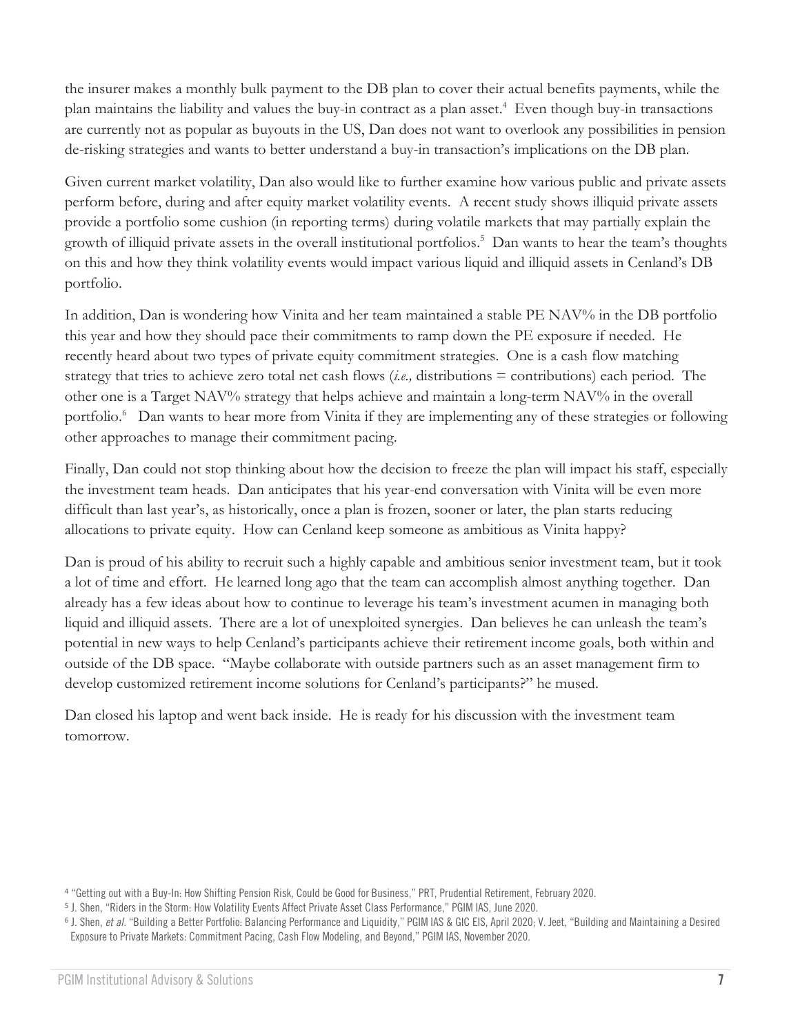the insurer makes a monthly bulk payment to the DB plan to cover their actual benefits payments, while the plan maintains the liability and values the buy-in contract as a plan asset.[4] Even though buy-in transactions are currently not as popular as buyouts in the US, Dan does not want to overlook any possibilities in pension de-risking strategies and wants to better understand a buy-in transaction's implications on the DB plan.

Given current market volatility, Dan also would like to further examine how various public and private assets perform before, during and after equity market volatility events. A recent study shows illiquid private assets provide a portfolio some cushion (in reporting terms) during volatile markets that may partially explain the growth of illiquid private assets in the overall institutional portfolios.[5] Dan wants to hear the team's thoughts on this and how they think volatility events would impact various liquid and illiquid assets in Cenland's DB portfolio.

In addition, Dan is wondering how Vinita and her team maintained a stable PE NAV% in the DB portfolio this year and how they should pace their commitments to ramp down the PE exposure if needed. He recently heard about two types of private equity commitment strategies. One is a cash flow matching strategy that tries to achieve zero total net cash flows (*i.e.,* distributions = contributions) each period. The other one is a Target NAV% strategy that helps achieve and maintain a long-term NAV% in the overall portfolio.[6] Dan wants to hear more from Vinita if they are implementing any of these strategies or following other approaches to manage their commitment pacing.

Finally, Dan could not stop thinking about how the decision to freeze the plan will impact his staff, especially the investment team heads. Dan anticipates that his year-end conversation with Vinita will be even more difficult than last year's, as historically, once a plan is frozen, sooner or later, the plan starts reducing allocations to private equity. How can Cenland keep someone as ambitious as Vinita happy?

Dan is proud of his ability to recruit such a highly capable and ambitious senior investment team, but it took a lot of time and effort. He learned long ago that the team can accomplish almost anything together. Dan already has a few ideas about how to continue to leverage his team's investment acumen in managing both liquid and illiquid assets. There are a lot of unexploited synergies. Dan believes he can unleash the team's potential in new ways to help Cenland's participants achieve their retirement income goals, both within and outside of the DB space. "Maybe collaborate with outside partners such as an asset management firm to develop customized retirement income solutions for Cenland's participants?" he mused.

Dan closed his laptop and went back inside. He is ready for his discussion with the investment team tomorrow.

---

[4] "Getting out with a Buy-In: How Shifting Pension Risk, Could be Good for Business," PRT, Prudential Retirement, February 2020.

[5] J. Shen, "Riders in the Storm: How Volatility Events Affect Private Asset Class Performance," PGIM IAS, June 2020.

[6] J. Shen, *et al.* "Building a Better Portfolio: Balancing Performance and Liquidity," PGIM IAS & GIC EIS, April 2020; V. Jeet, "Building and Maintaining a Desired Exposure to Private Markets: Commitment Pacing, Cash Flow Modeling, and Beyond," PGIM IAS, November 2020.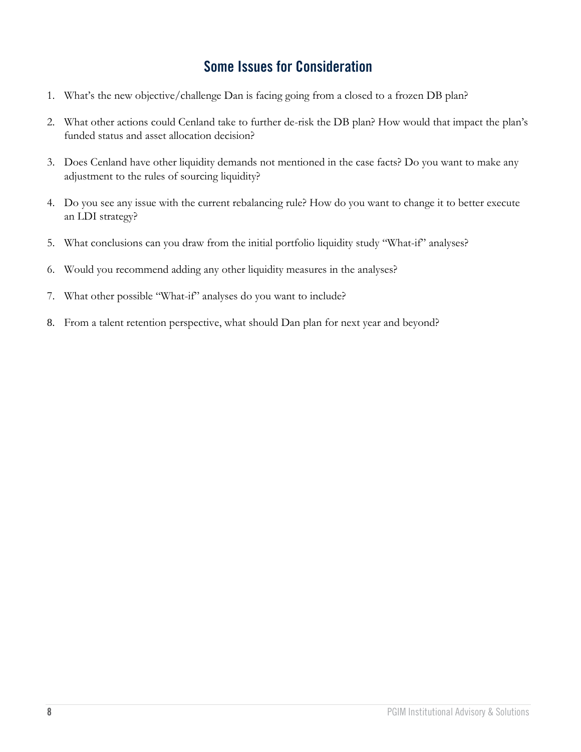## Some Issues for Consideration

1. What's the new objective/challenge Dan is facing going from a closed to a frozen DB plan?
2. What other actions could Cenland take to further de-risk the DB plan? How would that impact the plan's funded status and asset allocation decision?
3. Does Cenland have other liquidity demands not mentioned in the case facts? Do you want to make any adjustment to the rules of sourcing liquidity?
4. Do you see any issue with the current rebalancing rule? How do you want to change it to better execute an LDI strategy?
5. What conclusions can you draw from the initial portfolio liquidity study "What-if" analyses?
6. Would you recommend adding any other liquidity measures in the analyses?
7. What other possible "What-if" analyses do you want to include?
8. From a talent retention perspective, what should Dan plan for next year and beyond?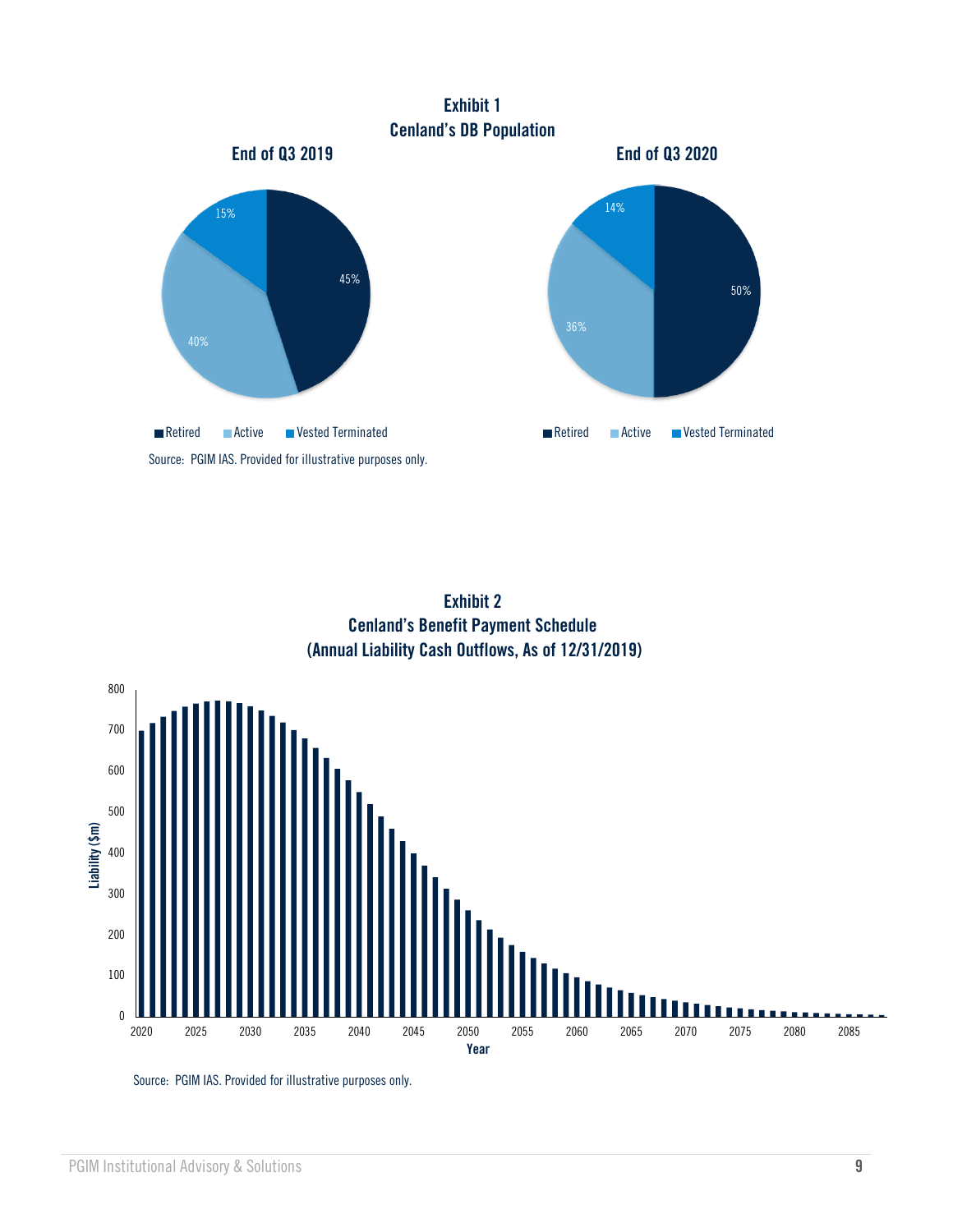**Exhibit 1**
**Cenland's DB Population**

**End of Q3 2019**

15%
45%
40%

Retired Active Vested Terminated

**End of Q3 2020**

14%
50%
36%

Retired Active Vested Terminated

Source: PGIM IAS. Provided for illustrative purposes only.

**Exhibit 2**
**Cenland's Benefit Payment Schedule**
**(Annual Liability Cash Outflows, As of 12/31/2019)**

Liability ($m)

Year

Source: PGIM IAS. Provided for illustrative purposes only.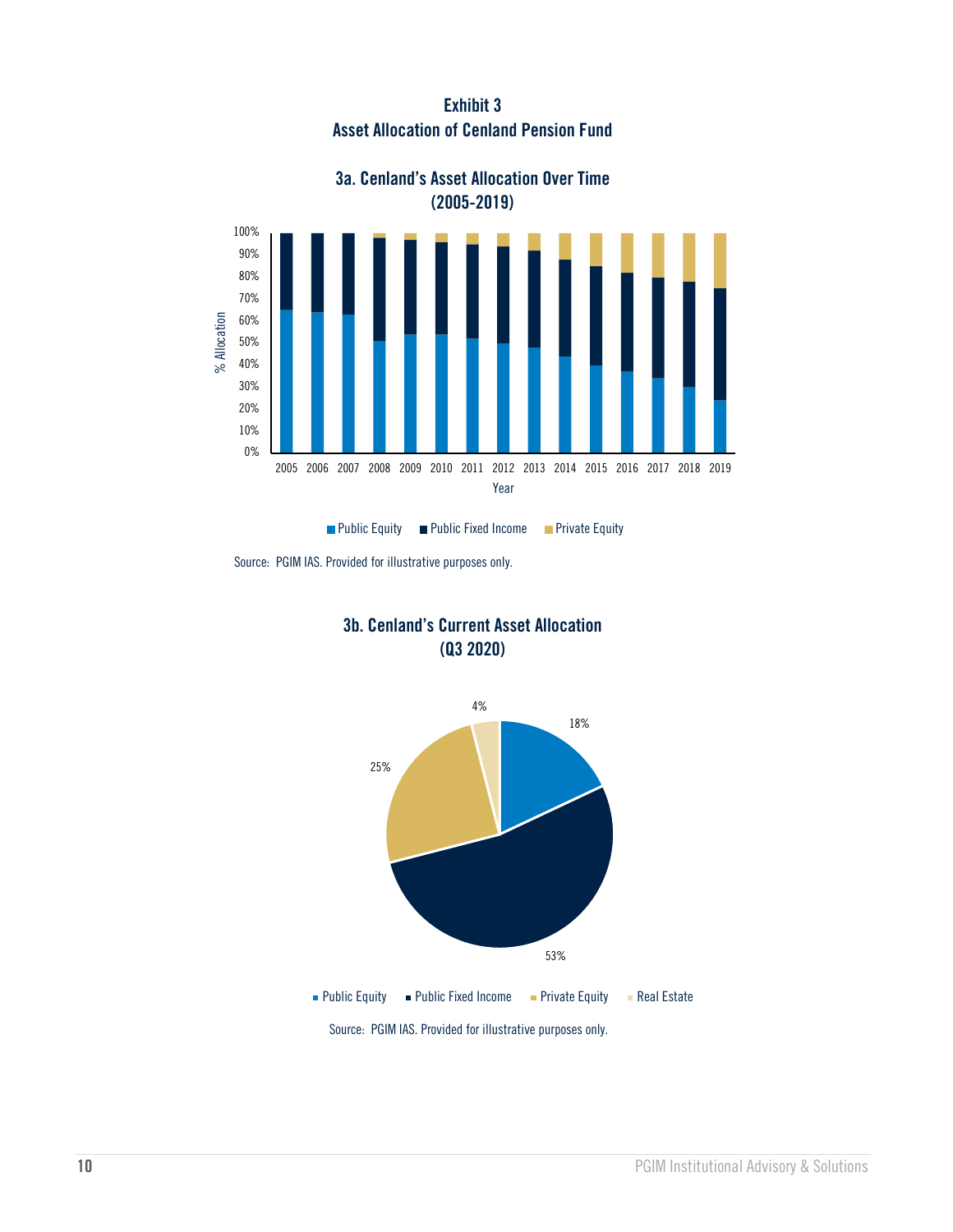## Exhibit 3
## Asset Allocation of Cenland Pension Fund

### 3a. Cenland's Asset Allocation Over Time (2005-2019)

Source: PGIM IAS. Provided for illustrative purposes only.

### 3b. Cenland's Current Asset Allocation (Q3 2020)

Source: PGIM IAS. Provided for illustrative purposes only.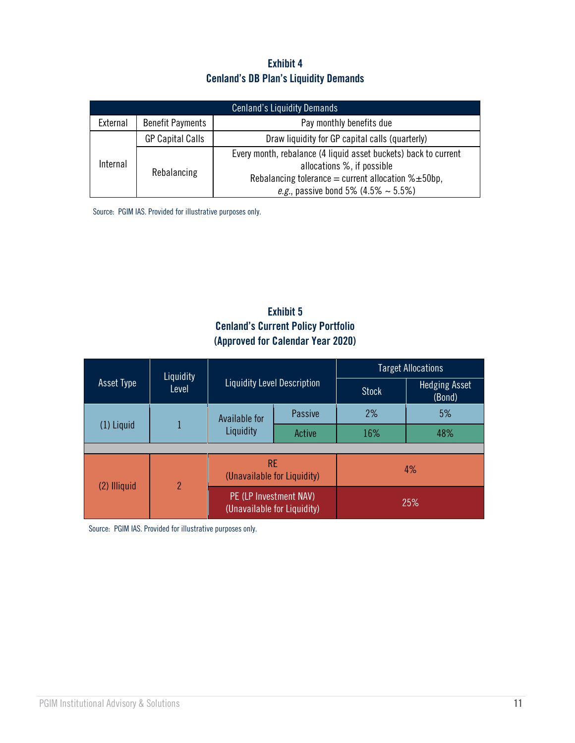**Exhibit 4**
**Cenland's DB Plan's Liquidity Demands**

| Cenland's Liquidity Demands | | |
|---|---|---|
| External | Benefit Payments | Pay monthly benefits due |
| Internal | GP Capital Calls | Draw liquidity for GP capital calls (quarterly) |
| | Rebalancing | Every month, rebalance (4 liquid asset buckets) back to current allocations %, if possible<br>Rebalancing tolerance = current allocation %±50bp,<br>*e.g.*, passive bond 5% (4.5% ~ 5.5%) |

Source: PGIM IAS. Provided for illustrative purposes only.

**Exhibit 5**
**Cenland's Current Policy Portfolio**
**(Approved for Calendar Year 2020)**

| Asset Type | Liquidity Level | Liquidity Level Description | | Target Allocations | |
|---|---|---|---|---|---|
| | | | | Stock | Hedging Asset (Bond) |
| (1) Liquid | 1 | Available for Liquidity | Passive | 2% | 5% |
| | | | Active | 16% | 48% |
| (2) Illiquid | 2 | RE (Unavailable for Liquidity) | | 4% | |
| | | PE (LP Investment NAV) (Unavailable for Liquidity) | | 25% | |

Source: PGIM IAS. Provided for illustrative purposes only.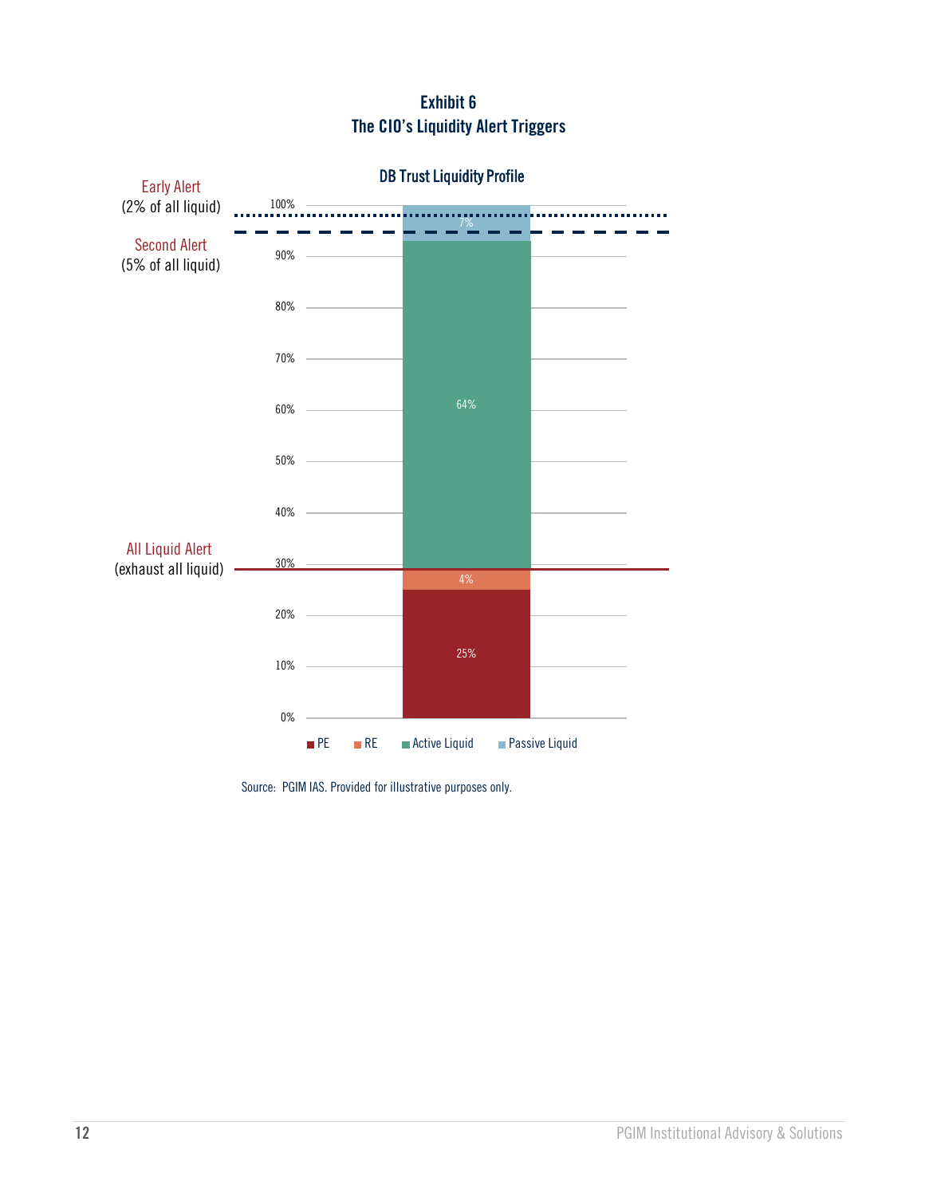**Exhibit 6**
**The CIO's Liquidity Alert Triggers**

**DB Trust Liquidity Profile**

Early Alert
(2% of all liquid)

Second Alert
(5% of all liquid)

All Liquid Alert
(exhaust all liquid)

| Component | Share |
|---|---|
| PE | 25% |
| RE | 4% |
| Active Liquid | 64% |
| Passive Liquid | 7% |

Source: PGIM IAS. Provided for illustrative purposes only.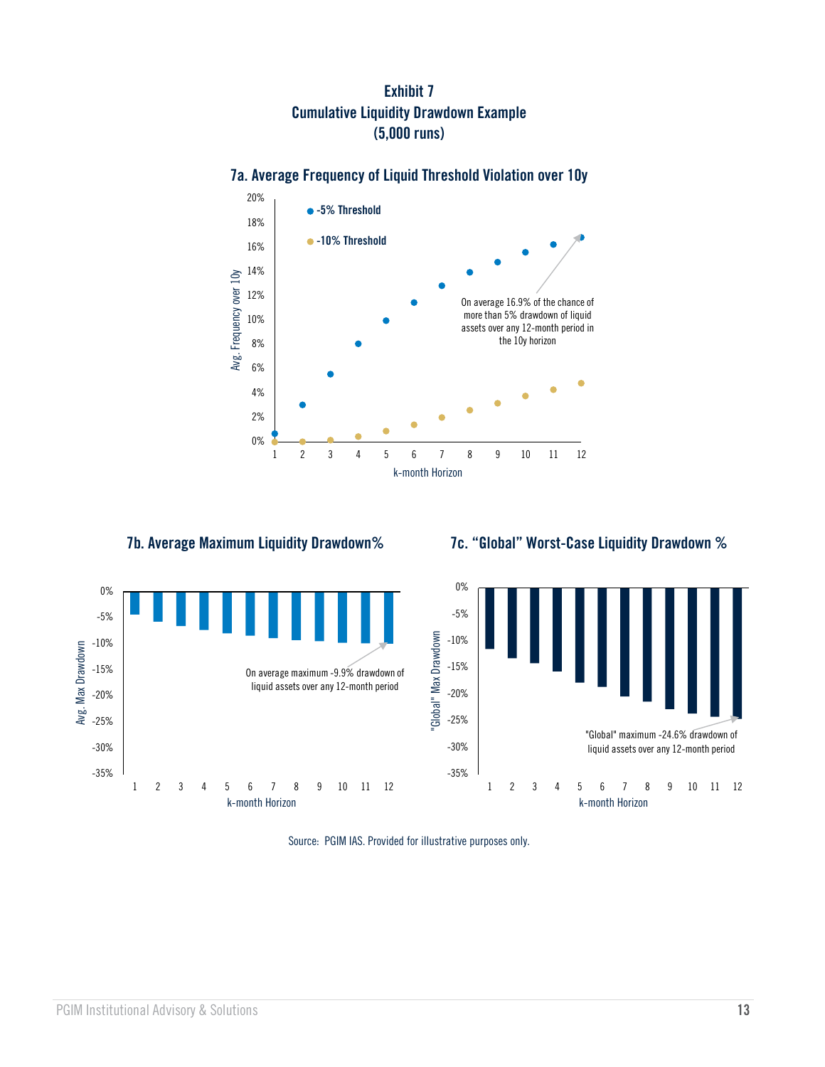# Exhibit 7
# Cumulative Liquidity Drawdown Example
# (5,000 runs)

### 7a. Average Frequency of Liquid Threshold Violation over 10y

- -5% Threshold
- -10% Threshold

Avg. Frequency over 10y

k-month Horizon

On average 16.9% of the chance of more than 5% drawdown of liquid assets over any 12-month period in the 10y horizon

### 7b. Average Maximum Liquidity Drawdown%

Avg. Max Drawdown

k-month Horizon

On average maximum -9.9% drawdown of liquid assets over any 12-month period

### 7c. "Global" Worst-Case Liquidity Drawdown %

"Global" Max Drawdown

k-month Horizon

"Global" maximum -24.6% drawdown of liquid assets over any 12-month period

Source: PGIM IAS. Provided for illustrative purposes only.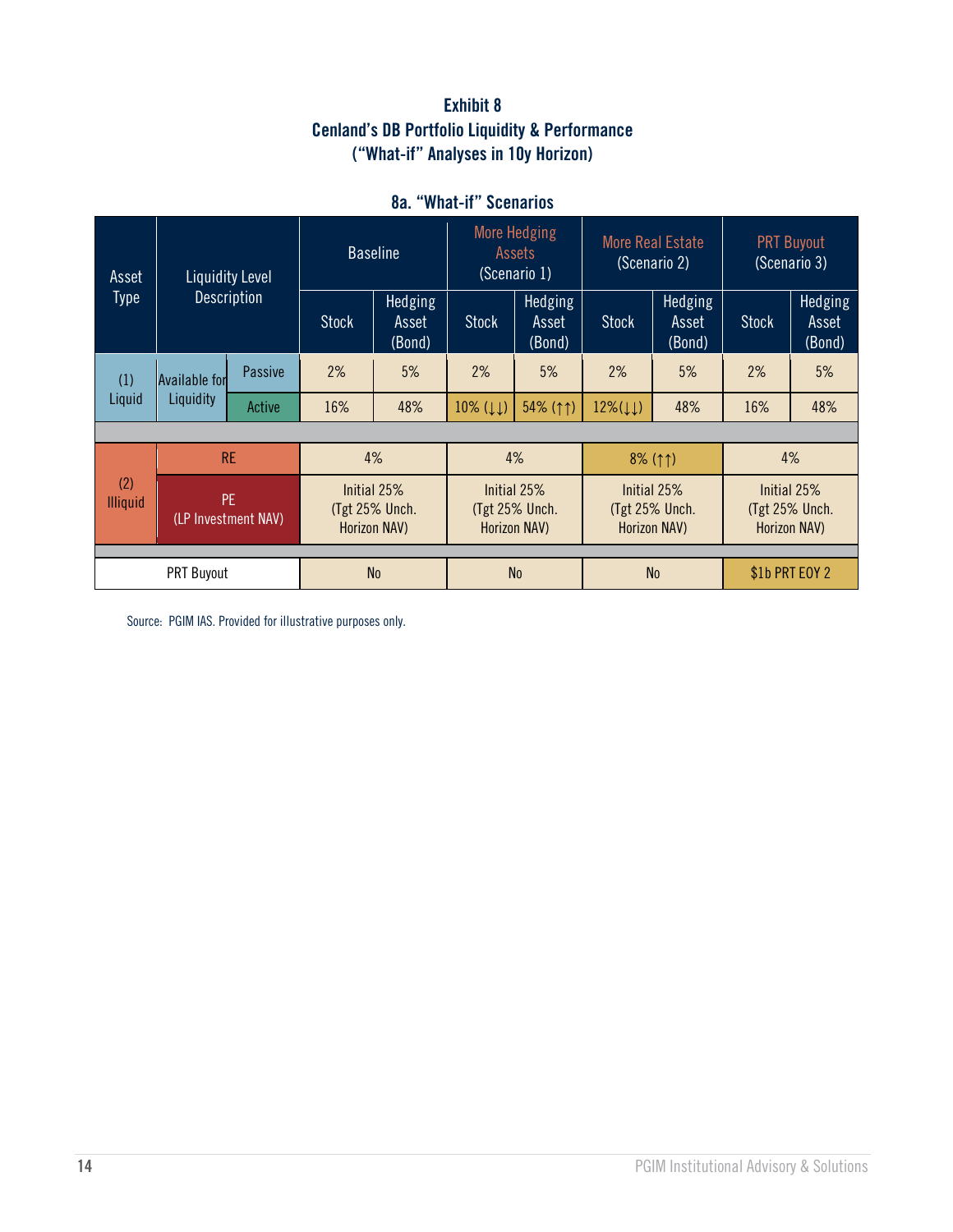**Exhibit 8**
**Cenland's DB Portfolio Liquidity & Performance**
**("What-if" Analyses in 10y Horizon)**

**8a. "What-if" Scenarios**

| Asset Type | Liquidity Level Description | | Baseline | | More Hedging Assets (Scenario 1) | | More Real Estate (Scenario 2) | | PRT Buyout (Scenario 3) | |
|---|---|---|---|---|---|---|---|---|---|---|
| | | | Stock | Hedging Asset (Bond) | Stock | Hedging Asset (Bond) | Stock | Hedging Asset (Bond) | Stock | Hedging Asset (Bond) |
| (1) Liquid | Available for Liquidity | Passive | 2% | 5% | 2% | 5% | 2% | 5% | 2% | 5% |
| | | Active | 16% | 48% | 10% (↓↓) | 54% (↑↑) | 12%(↓↓) | 48% | 16% | 48% |
| (2) Illiquid | RE | | 4% | | 4% | | 8% (↑↑) | | 4% | |
| | PE (LP Investment NAV) | | Initial 25% (Tgt 25% Unch. Horizon NAV) | | Initial 25% (Tgt 25% Unch. Horizon NAV) | | Initial 25% (Tgt 25% Unch. Horizon NAV) | | Initial 25% (Tgt 25% Unch. Horizon NAV) | |
| PRT Buyout | | | No | | No | | No | | $1b PRT EOY 2 | |

Source: PGIM IAS. Provided for illustrative purposes only.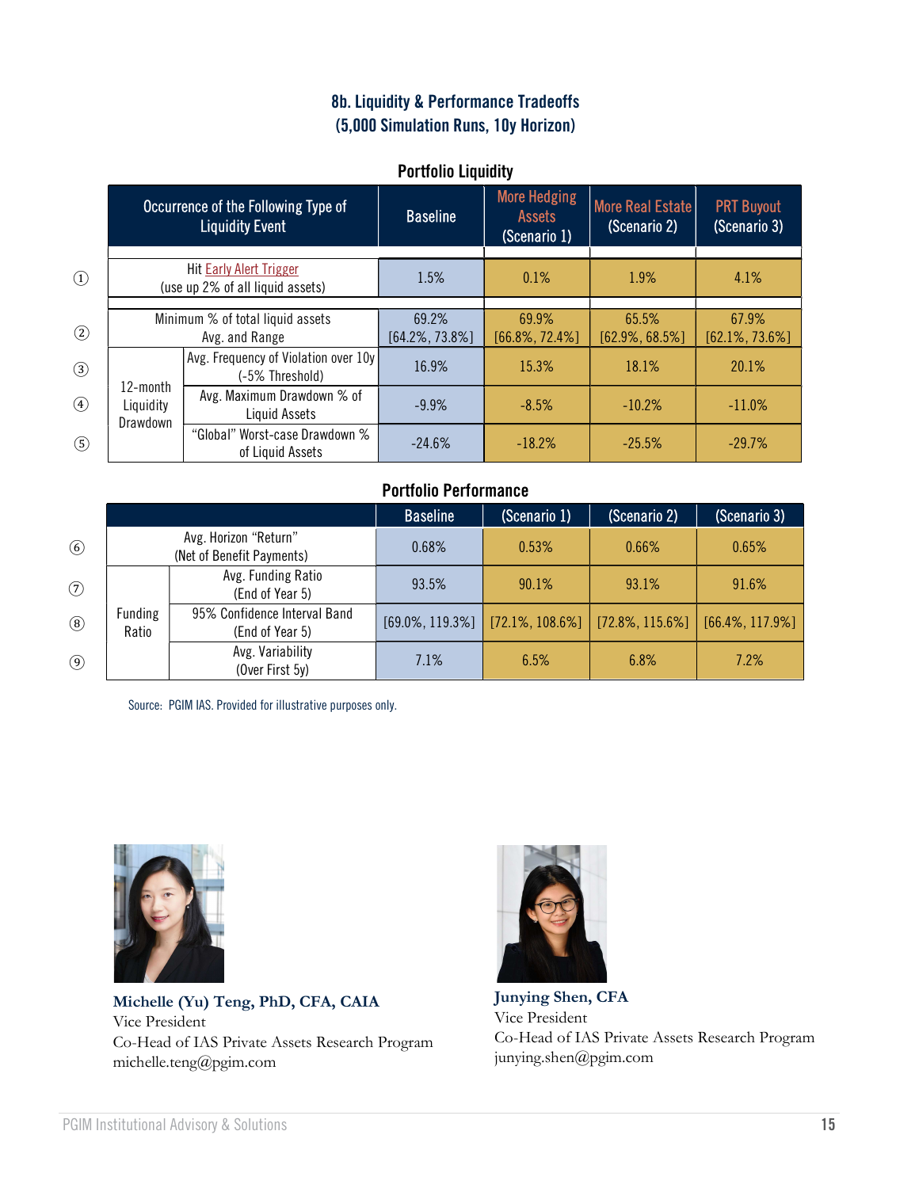### 8b. Liquidity & Performance Tradeoffs
### (5,000 Simulation Runs, 10y Horizon)

**Portfolio Liquidity**

| | Occurrence of the Following Type of Liquidity Event | | Baseline | More Hedging Assets (Scenario 1) | More Real Estate (Scenario 2) | PRT Buyout (Scenario 3) |
|---|---|---|---|---|---|---|
| ① | Hit Early Alert Trigger (use up 2% of all liquid assets) | | 1.5% | 0.1% | 1.9% | 4.1% |
| ② | Minimum % of total liquid assets Avg. and Range | | 69.2% [64.2%, 73.8%] | 69.9% [66.8%, 72.4%] | 65.5% [62.9%, 68.5%] | 67.9% [62.1%, 73.6%] |
| ③ | 12-month Liquidity Drawdown | Avg. Frequency of Violation over 10y (-5% Threshold) | 16.9% | 15.3% | 18.1% | 20.1% |
| ④ | | Avg. Maximum Drawdown % of Liquid Assets | -9.9% | -8.5% | -10.2% | -11.0% |
| ⑤ | | "Global" Worst-case Drawdown % of Liquid Assets | -24.6% | -18.2% | -25.5% | -29.7% |

**Portfolio Performance**

| | | | Baseline | (Scenario 1) | (Scenario 2) | (Scenario 3) |
|---|---|---|---|---|---|---|
| ⑥ | Avg. Horizon "Return" (Net of Benefit Payments) | | 0.68% | 0.53% | 0.66% | 0.65% |
| ⑦ | Funding Ratio | Avg. Funding Ratio (End of Year 5) | 93.5% | 90.1% | 93.1% | 91.6% |
| ⑧ | | 95% Confidence Interval Band (End of Year 5) | [69.0%, 119.3%] | [72.1%, 108.6%] | [72.8%, 115.6%] | [66.4%, 117.9%] |
| ⑨ | | Avg. Variability (Over First 5y) | 7.1% | 6.5% | 6.8% | 7.2% |

Source: PGIM IAS. Provided for illustrative purposes only.

**Michelle (Yu) Teng, PhD, CFA, CAIA**
Vice President
Co-Head of IAS Private Assets Research Program
michelle.teng@pgim.com

**Junying Shen, CFA**
Vice President
Co-Head of IAS Private Assets Research Program
junying.shen@pgim.com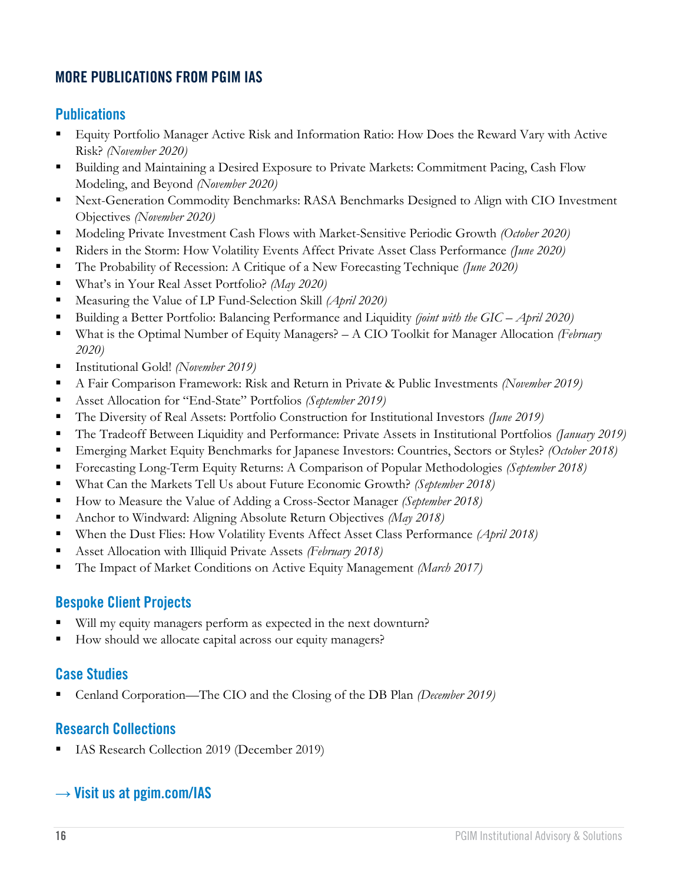## MORE PUBLICATIONS FROM PGIM IAS

### Publications

- Equity Portfolio Manager Active Risk and Information Ratio: How Does the Reward Vary with Active Risk? *(November 2020)*
- Building and Maintaining a Desired Exposure to Private Markets: Commitment Pacing, Cash Flow Modeling, and Beyond *(November 2020)*
- Next-Generation Commodity Benchmarks: RASA Benchmarks Designed to Align with CIO Investment Objectives *(November 2020)*
- Modeling Private Investment Cash Flows with Market-Sensitive Periodic Growth *(October 2020)*
- Riders in the Storm: How Volatility Events Affect Private Asset Class Performance *(June 2020)*
- The Probability of Recession: A Critique of a New Forecasting Technique *(June 2020)*
- What's in Your Real Asset Portfolio? *(May 2020)*
- Measuring the Value of LP Fund-Selection Skill *(April 2020)*
- Building a Better Portfolio: Balancing Performance and Liquidity *(joint with the GIC – April 2020)*
- What is the Optimal Number of Equity Managers? – A CIO Toolkit for Manager Allocation *(February 2020)*
- Institutional Gold! *(November 2019)*
- A Fair Comparison Framework: Risk and Return in Private & Public Investments *(November 2019)*
- Asset Allocation for "End-State" Portfolios *(September 2019)*
- The Diversity of Real Assets: Portfolio Construction for Institutional Investors *(June 2019)*
- The Tradeoff Between Liquidity and Performance: Private Assets in Institutional Portfolios *(January 2019)*
- Emerging Market Equity Benchmarks for Japanese Investors: Countries, Sectors or Styles? *(October 2018)*
- Forecasting Long-Term Equity Returns: A Comparison of Popular Methodologies *(September 2018)*
- What Can the Markets Tell Us about Future Economic Growth? *(September 2018)*
- How to Measure the Value of Adding a Cross-Sector Manager *(September 2018)*
- Anchor to Windward: Aligning Absolute Return Objectives *(May 2018)*
- When the Dust Flies: How Volatility Events Affect Asset Class Performance *(April 2018)*
- Asset Allocation with Illiquid Private Assets *(February 2018)*
- The Impact of Market Conditions on Active Equity Management *(March 2017)*

### Bespoke Client Projects

- Will my equity managers perform as expected in the next downturn?
- How should we allocate capital across our equity managers?

### Case Studies

- Cenland Corporation—The CIO and the Closing of the DB Plan *(December 2019)*

### Research Collections

- IAS Research Collection 2019 (December 2019)

### → Visit us at pgim.com/IAS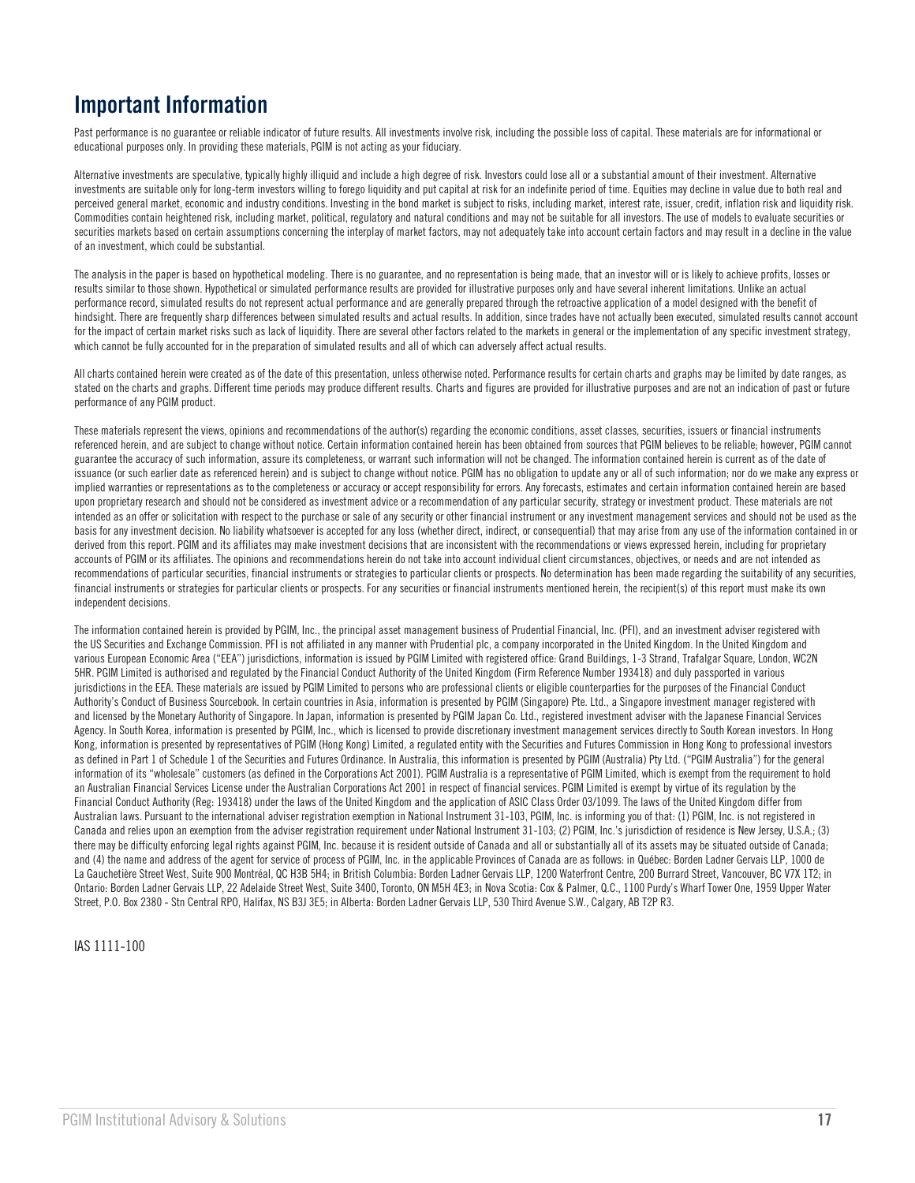# Important Information

Past performance is no guarantee or reliable indicator of future results. All investments involve risk, including the possible loss of capital. These materials are for informational or educational purposes only. In providing these materials, PGIM is not acting as your fiduciary.

Alternative investments are speculative, typically highly illiquid and include a high degree of risk. Investors could lose all or a substantial amount of their investment. Alternative investments are suitable only for long-term investors willing to forego liquidity and put capital at risk for an indefinite period of time. Equities may decline in value due to both real and perceived general market, economic and industry conditions. Investing in the bond market is subject to risks, including market, interest rate, issuer, credit, inflation risk and liquidity risk. Commodities contain heightened risk, including market, political, regulatory and natural conditions and may not be suitable for all investors. The use of models to evaluate securities or securities markets based on certain assumptions concerning the interplay of market factors, may not adequately take into account certain factors and may result in a decline in the value of an investment, which could be substantial.

The analysis in the paper is based on hypothetical modeling. There is no guarantee, and no representation is being made, that an investor will or is likely to achieve profits, losses or results similar to those shown. Hypothetical or simulated performance results are provided for illustrative purposes only and have several inherent limitations. Unlike an actual performance record, simulated results do not represent actual performance and are generally prepared through the retroactive application of a model designed with the benefit of hindsight. There are frequently sharp differences between simulated results and actual results. In addition, since trades have not actually been executed, simulated results cannot account for the impact of certain market risks such as lack of liquidity. There are several other factors related to the markets in general or the implementation of any specific investment strategy, which cannot be fully accounted for in the preparation of simulated results and all of which can adversely affect actual results.

All charts contained herein were created as of the date of this presentation, unless otherwise noted. Performance results for certain charts and graphs may be limited by date ranges, as stated on the charts and graphs. Different time periods may produce different results. Charts and figures are provided for illustrative purposes and are not an indication of past or future performance of any PGIM product.

These materials represent the views, opinions and recommendations of the author(s) regarding the economic conditions, asset classes, securities, issuers or financial instruments referenced herein, and are subject to change without notice. Certain information contained herein has been obtained from sources that PGIM believes to be reliable; however, PGIM cannot guarantee the accuracy of such information, assure its completeness, or warrant such information will not be changed. The information contained herein is current as of the date of issuance (or such earlier date as referenced herein) and is subject to change without notice. PGIM has no obligation to update any or all of such information; nor do we make any express or implied warranties or representations as to the completeness or accuracy or accept responsibility for errors. Any forecasts, estimates and certain information contained herein are based upon proprietary research and should not be considered as investment advice or a recommendation of any particular security, strategy or investment product. These materials are not intended as an offer or solicitation with respect to the purchase or sale of any security or other financial instrument or any investment management services and should not be used as the basis for any investment decision. No liability whatsoever is accepted for any loss (whether direct, indirect, or consequential) that may arise from any use of the information contained in or derived from this report. PGIM and its affiliates may make investment decisions that are inconsistent with the recommendations or views expressed herein, including for proprietary accounts of PGIM or its affiliates. The opinions and recommendations herein do not take into account individual client circumstances, objectives, or needs and are not intended as recommendations of particular securities, financial instruments or strategies to particular clients or prospects. No determination has been made regarding the suitability of any securities, financial instruments or strategies for particular clients or prospects. For any securities or financial instruments mentioned herein, the recipient(s) of this report must make its own independent decisions.

The information contained herein is provided by PGIM, Inc., the principal asset management business of Prudential Financial, Inc. (PFI), and an investment adviser registered with the US Securities and Exchange Commission. PFI is not affiliated in any manner with Prudential plc, a company incorporated in the United Kingdom. In the United Kingdom and various European Economic Area ("EEA") jurisdictions, information is issued by PGIM Limited with registered office: Grand Buildings, 1-3 Strand, Trafalgar Square, London, WC2N 5HR. PGIM Limited is authorised and regulated by the Financial Conduct Authority of the United Kingdom (Firm Reference Number 193418) and duly passported in various jurisdictions in the EEA. These materials are issued by PGIM Limited to persons who are professional clients or eligible counterparties for the purposes of the Financial Conduct Authority's Conduct of Business Sourcebook. In certain countries in Asia, information is presented by PGIM (Singapore) Pte. Ltd., a Singapore investment manager registered with and licensed by the Monetary Authority of Singapore. In Japan, information is presented by PGIM Japan Co. Ltd., registered investment adviser with the Japanese Financial Services Agency. In South Korea, information is presented by PGIM, Inc., which is licensed to provide discretionary investment management services directly to South Korean investors. In Hong Kong, information is presented by representatives of PGIM (Hong Kong) Limited, a regulated entity with the Securities and Futures Commission in Hong Kong to professional investors as defined in Part 1 of Schedule 1 of the Securities and Futures Ordinance. In Australia, this information is presented by PGIM (Australia) Pty Ltd. ("PGIM Australia") for the general information of its "wholesale" customers (as defined in the Corporations Act 2001). PGIM Australia is a representative of PGIM Limited, which is exempt from the requirement to hold an Australian Financial Services License under the Australian Corporations Act 2001 in respect of financial services. PGIM Limited is exempt by virtue of its regulation by the Financial Conduct Authority (Reg: 193418) under the laws of the United Kingdom and the application of ASIC Class Order 03/1099. The laws of the United Kingdom differ from Australian laws. Pursuant to the international adviser registration exemption in National Instrument 31-103, PGIM, Inc. is informing you of that: (1) PGIM, Inc. is not registered in Canada and relies upon an exemption from the adviser registration requirement under National Instrument 31-103; (2) PGIM, Inc.'s jurisdiction of residence is New Jersey, U.S.A.; (3) there may be difficulty enforcing legal rights against PGIM, Inc. because it is resident outside of Canada and all or substantially all of its assets may be situated outside of Canada; and (4) the name and address of the agent for service of process of PGIM, Inc. in the applicable Provinces of Canada are as follows: in Québec: Borden Ladner Gervais LLP, 1000 de La Gauchetière Street West, Suite 900 Montréal, QC H3B 5H4; in British Columbia: Borden Ladner Gervais LLP, 1200 Waterfront Centre, 200 Burrard Street, Vancouver, BC V7X 1T2; in Ontario: Borden Ladner Gervais LLP, 22 Adelaide Street West, Suite 3400, Toronto, ON M5H 4E3; in Nova Scotia: Cox & Palmer, Q.C., 1100 Purdy's Wharf Tower One, 1959 Upper Water Street, P.O. Box 2380 - Stn Central RPO, Halifax, NS B3J 3E5; in Alberta: Borden Ladner Gervais LLP, 530 Third Avenue S.W., Calgary, AB T2P R3.

IAS 1111-100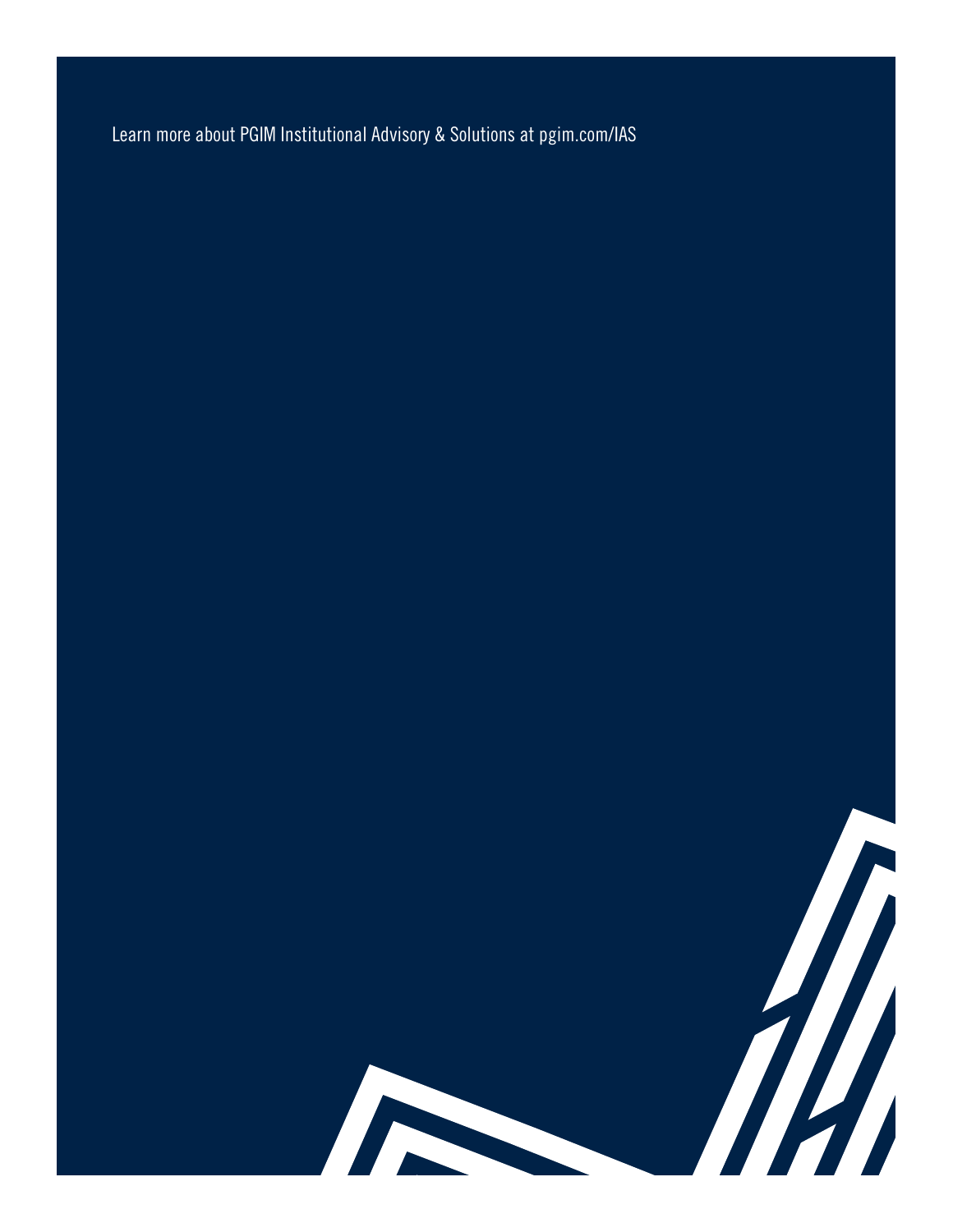Learn more about PGIM Institutional Advisory & Solutions at pgim.com/IAS